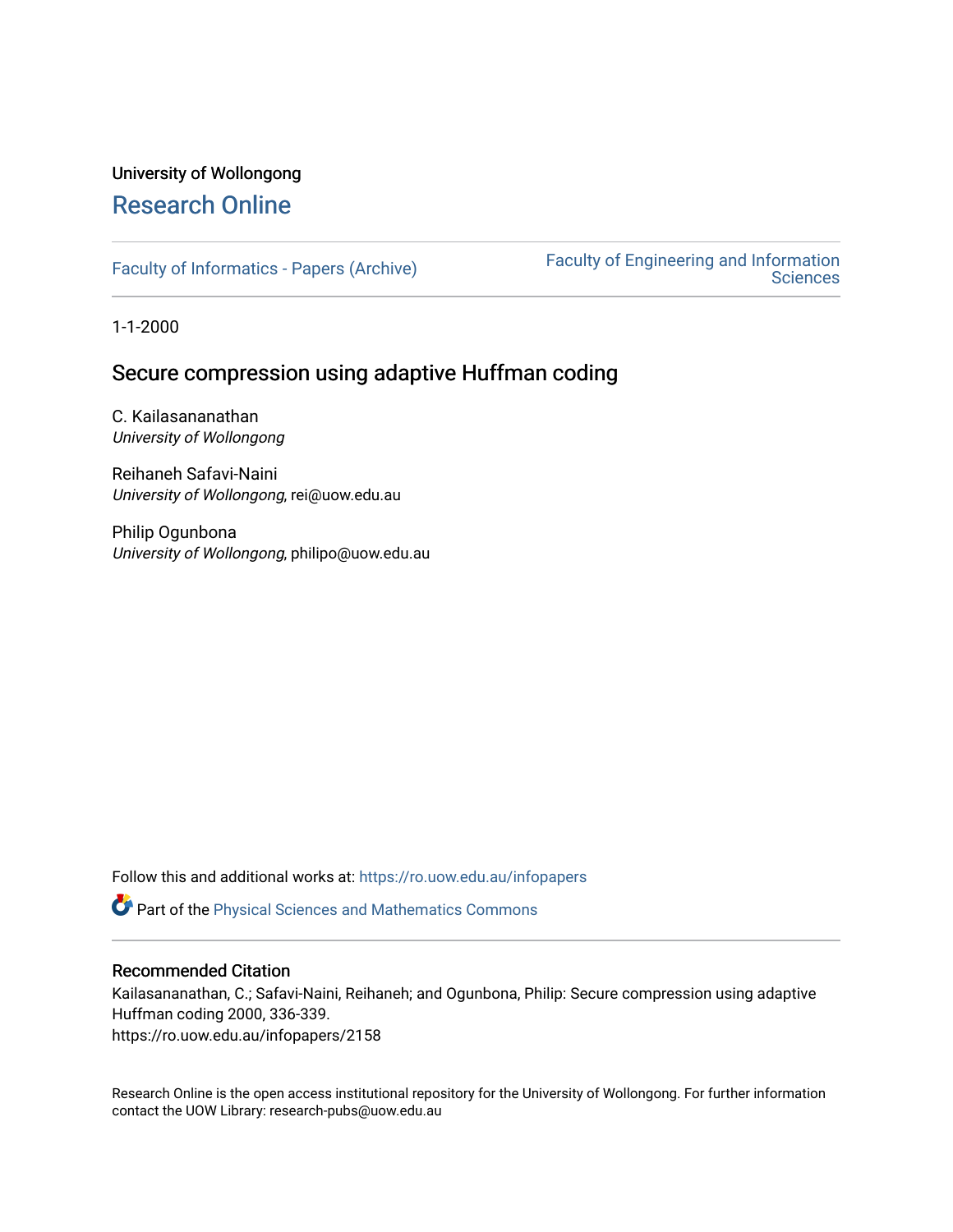University of Wollongong

# Research Online

Faculty of Informatics - Papers (Archive)

Faculty of Engineering and Information Sciences

1-1-2000

## Secure compression using adaptive Huffman coding

C. Kailasananathan
*University of Wollongong*

Reihaneh Safavi-Naini
*University of Wollongong*, rei@uow.edu.au

Philip Ogunbona
*University of Wollongong*, philipo@uow.edu.au

Follow this and additional works at: https://ro.uow.edu.au/infopapers

Part of the Physical Sciences and Mathematics Commons

### Recommended Citation

Kailasananathan, C.; Safavi-Naini, Reihaneh; and Ogunbona, Philip: Secure compression using adaptive Huffman coding 2000, 336-339.
https://ro.uow.edu.au/infopapers/2158

Research Online is the open access institutional repository for the University of Wollongong. For further information contact the UOW Library: research-pubs@uow.edu.au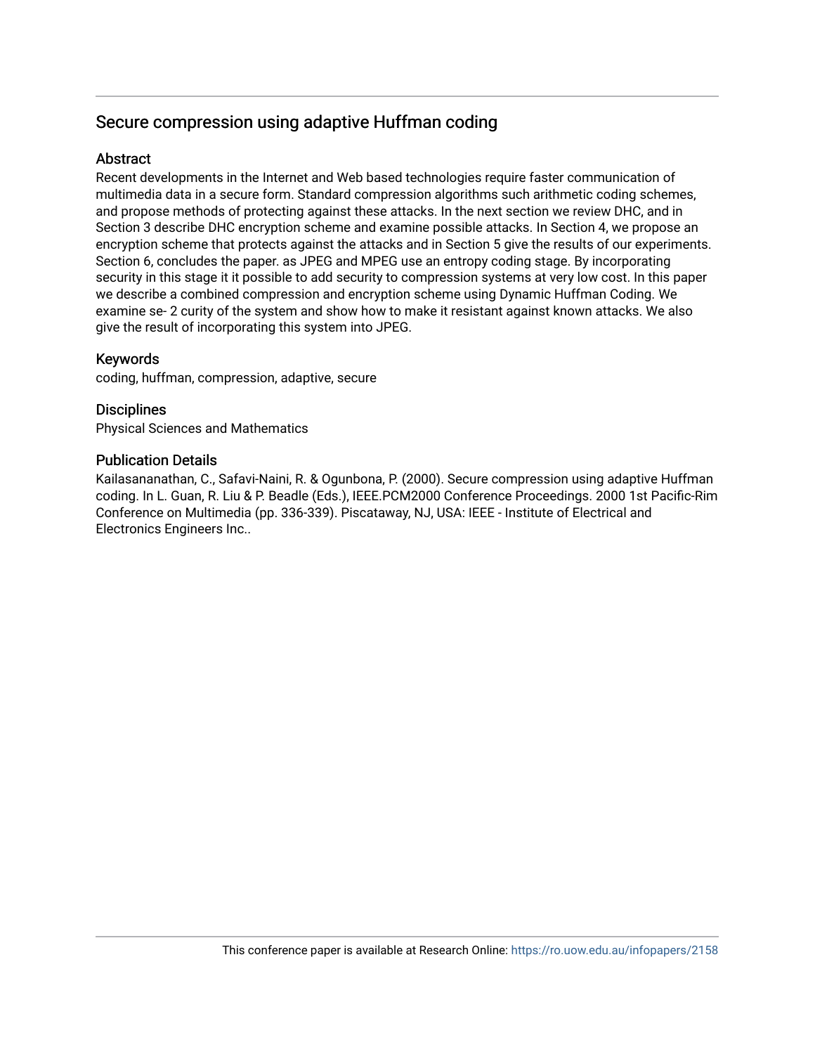## Secure compression using adaptive Huffman coding

### Abstract

Recent developments in the Internet and Web based technologies require faster communication of multimedia data in a secure form. Standard compression algorithms such arithmetic coding schemes, and propose methods of protecting against these attacks. In the next section we review DHC, and in Section 3 describe DHC encryption scheme and examine possible attacks. In Section 4, we propose an encryption scheme that protects against the attacks and in Section 5 give the results of our experiments. Section 6, concludes the paper. as JPEG and MPEG use an entropy coding stage. By incorporating security in this stage it it possible to add security to compression systems at very low cost. In this paper we describe a combined compression and encryption scheme using Dynamic Huffman Coding. We examine se- 2 curity of the system and show how to make it resistant against known attacks. We also give the result of incorporating this system into JPEG.

### Keywords

coding, huffman, compression, adaptive, secure

### Disciplines

Physical Sciences and Mathematics

### Publication Details

Kailasananathan, C., Safavi-Naini, R. & Ogunbona, P. (2000). Secure compression using adaptive Huffman coding. In L. Guan, R. Liu & P. Beadle (Eds.), IEEE.PCM2000 Conference Proceedings. 2000 1st Pacific-Rim Conference on Multimedia (pp. 336-339). Piscataway, NJ, USA: IEEE - Institute of Electrical and Electronics Engineers Inc..

This conference paper is available at Research Online: https://ro.uow.edu.au/infopapers/2158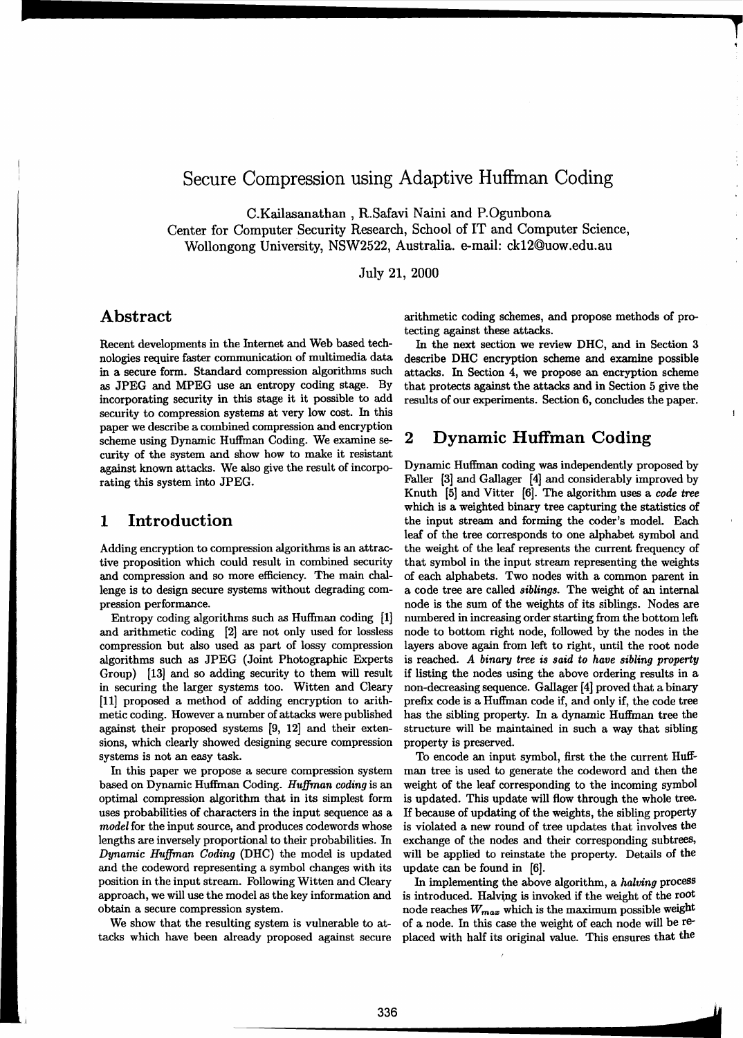# Secure Compression using Adaptive Huffman Coding

C.Kailasanathan , R.Safavi Naini and P.Ogunbona
Center for Computer Security Research, School of IT and Computer Science,
Wollongong University, NSW2522, Australia. e-mail: ck12@uow.edu.au

July 21, 2000

## Abstract

Recent developments in the Internet and Web based technologies require faster communication of multimedia data in a secure form. Standard compression algorithms such as JPEG and MPEG use an entropy coding stage. By incorporating security in this stage it it possible to add security to compression systems at very low cost. In this paper we describe a combined compression and encryption scheme using Dynamic Huffman Coding. We examine security of the system and show how to make it resistant against known attacks. We also give the result of incorporating this system into JPEG.

## 1 Introduction

Adding encryption to compression algorithms is an attractive proposition which could result in combined security and compression and so more efficiency. The main challenge is to design secure systems without degrading compression performance.

Entropy coding algorithms such as Huffman coding [1] and arithmetic coding [2] are not only used for lossless compression but also used as part of lossy compression algorithms such as JPEG (Joint Photographic Experts Group) [13] and so adding security to them will result in securing the larger systems too. Witten and Cleary [11] proposed a method of adding encryption to arithmetic coding. However a number of attacks were published against their proposed systems [9, 12] and their extensions, which clearly showed designing secure compression systems is not an easy task.

In this paper we propose a secure compression system based on Dynamic Huffman Coding. *Huffman coding* is an optimal compression algorithm that in its simplest form uses probabilities of characters in the input sequence as a *model* for the input source, and produces codewords whose lengths are inversely proportional to their probabilities. In *Dynamic Huffman Coding* (DHC) the model is updated and the codeword representing a symbol changes with its position in the input stream. Following Witten and Cleary approach, we will use the model as the key information and obtain a secure compression system.

We show that the resulting system is vulnerable to attacks which have been already proposed against secure arithmetic coding schemes, and propose methods of protecting against these attacks.

In the next section we review DHC, and in Section 3 describe DHC encryption scheme and examine possible attacks. In Section 4, we propose an encryption scheme that protects against the attacks and in Section 5 give the results of our experiments. Section 6, concludes the paper.

## 2 Dynamic Huffman Coding

Dynamic Huffman coding was independently proposed by Faller [3] and Gallager [4] and considerably improved by Knuth [5] and Vitter [6]. The algorithm uses a *code tree* which is a weighted binary tree capturing the statistics of the input stream and forming the coder's model. Each leaf of the tree corresponds to one alphabet symbol and the weight of the leaf represents the current frequency of that symbol in the input stream representing the weights of each alphabets. Two nodes with a common parent in a code tree are called ***siblings***. The weight of an internal node is the sum of the weights of its siblings. Nodes are numbered in increasing order starting from the bottom left node to bottom right node, followed by the nodes in the layers above again from left to right, until the root node is reached. *A binary tree is said to have sibling property* if listing the nodes using the above ordering results in a non-decreasing sequence. Gallager [4] proved that a binary prefix code is a Huffman code if, and only if, the code tree has the sibling property. In a dynamic Huffman tree the structure will be maintained in such a way that sibling property is preserved.

To encode an input symbol, first the the current Huffman tree is used to generate the codeword and then the weight of the leaf corresponding to the incoming symbol is updated. This update will flow through the whole tree. If because of updating of the weights, the sibling property is violated a new round of tree updates that involves the exchange of the nodes and their corresponding subtrees, will be applied to reinstate the property. Details of the update can be found in [6].

In implementing the above algorithm, a *halving* process is introduced. Halving is invoked if the weight of the root node reaches $W_{max}$ which is the maximum possible weight of a node. In this case the weight of each node will be replaced with half its original value. This ensures that the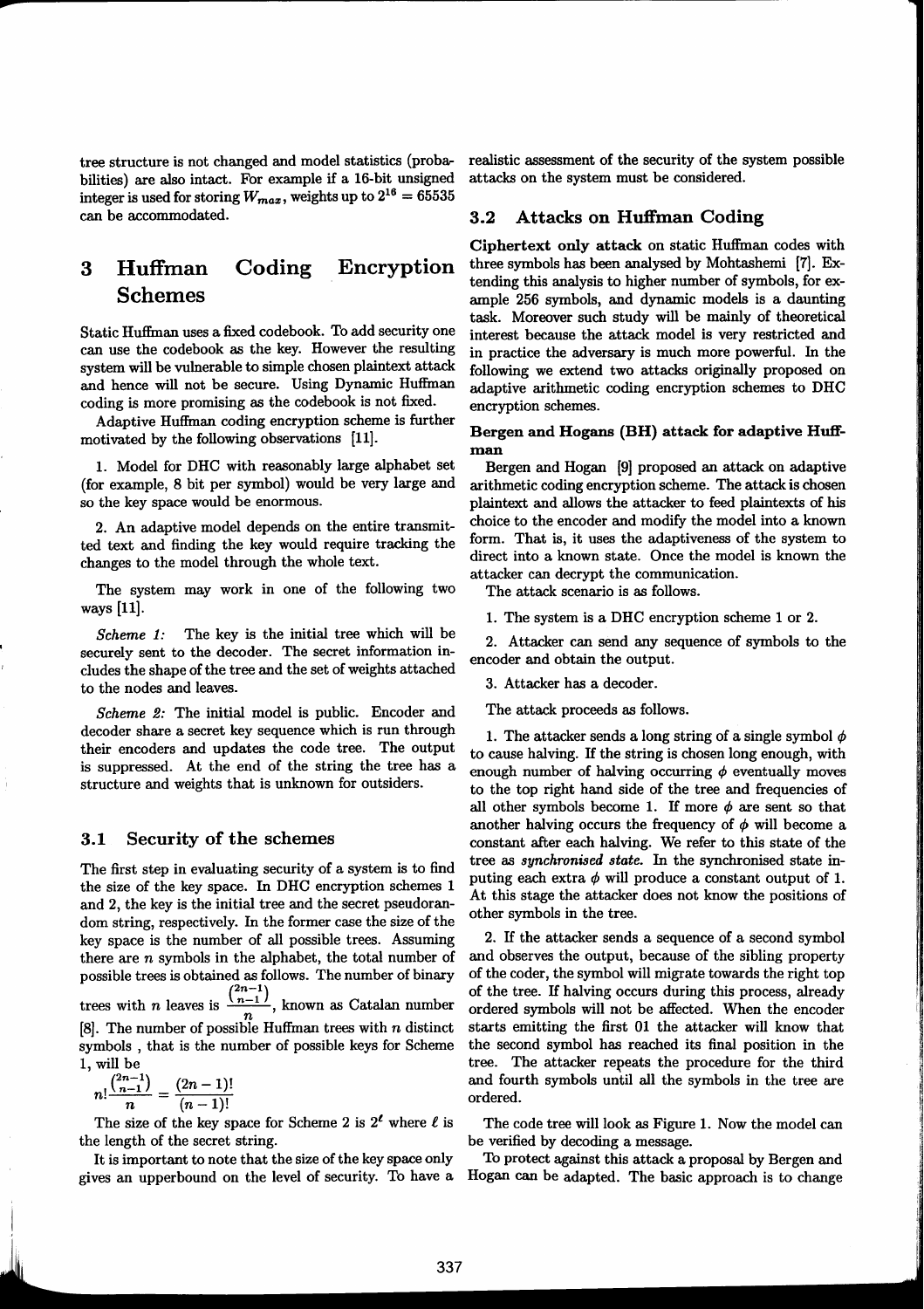tree structure is not changed and model statistics (probabilities) are also intact. For example if a 16-bit unsigned integer is used for storing $W_{max}$, weights up to $2^{16} = 65535$ can be accommodated.

# 3 Huffman Coding Encryption Schemes

Static Huffman uses a fixed codebook. To add security one can use the codebook as the key. However the resulting system will be vulnerable to simple chosen plaintext attack and hence will not be secure. Using Dynamic Huffman coding is more promising as the codebook is not fixed.

Adaptive Huffman coding encryption scheme is further motivated by the following observations [11].

1. Model for DHC with reasonably large alphabet set (for example, 8 bit per symbol) would be very large and so the key space would be enormous.

2. An adaptive model depends on the entire transmitted text and finding the key would require tracking the changes to the model through the whole text.

The system may work in one of the following two ways [11].

*Scheme 1:* The key is the initial tree which will be securely sent to the decoder. The secret information includes the shape of the tree and the set of weights attached to the nodes and leaves.

*Scheme 2:* The initial model is public. Encoder and decoder share a secret key sequence which is run through their encoders and updates the code tree. The output is suppressed. At the end of the string the tree has a structure and weights that is unknown for outsiders.

## 3.1 Security of the schemes

The first step in evaluating security of a system is to find the size of the key space. In DHC encryption schemes 1 and 2, the key is the initial tree and the secret pseudorandom string, respectively. In the former case the size of the key space is the number of all possible trees. Assuming there are $n$ symbols in the alphabet, the total number of possible trees is obtained as follows. The number of binary trees with $n$ leaves is $\frac{\binom{2n-1}{n-1}}{n}$, known as Catalan number [8]. The number of possible Huffman trees with $n$ distinct symbols, that is the number of possible keys for Scheme 1, will be

$$n!\frac{\binom{2n-1}{n-1}}{n} = \frac{(2n-1)!}{(n-1)!}$$

The size of the key space for Scheme 2 is $2^{\ell}$ where $\ell$ is the length of the secret string.

It is important to note that the size of the key space only gives an upperbound on the level of security. To have a realistic assessment of the security of the system possible attacks on the system must be considered.

## 3.2 Attacks on Huffman Coding

**Ciphertext only attack** on static Huffman codes with three symbols has been analysed by Mohtashemi [7]. Extending this analysis to higher number of symbols, for example 256 symbols, and dynamic models is a daunting task. Moreover such study will be mainly of theoretical interest because the attack model is very restricted and in practice the adversary is much more powerful. In the following we extend two attacks originally proposed on adaptive arithmetic coding encryption schemes to DHC encryption schemes.

**Bergen and Hogans (BH) attack for adaptive Huffman**

Bergen and Hogan [9] proposed an attack on adaptive arithmetic coding encryption scheme. The attack is chosen plaintext and allows the attacker to feed plaintexts of his choice to the encoder and modify the model into a known form. That is, it uses the adaptiveness of the system to direct into a known state. Once the model is known the attacker can decrypt the communication.

The attack scenario is as follows.

1. The system is a DHC encryption scheme 1 or 2.

2. Attacker can send any sequence of symbols to the encoder and obtain the output.

3. Attacker has a decoder.

The attack proceeds as follows.

1. The attacker sends a long string of a single symbol $\phi$ to cause halving. If the string is chosen long enough, with enough number of halving occurring $\phi$ eventually moves to the top right hand side of the tree and frequencies of all other symbols become 1. If more $\phi$ are sent so that another halving occurs the frequency of $\phi$ will become a constant after each halving. We refer to this state of the tree as *synchronised state*. In the synchronised state inputing each extra $\phi$ will produce a constant output of 1. At this stage the attacker does not know the positions of other symbols in the tree.

2. If the attacker sends a sequence of a second symbol and observes the output, because of the sibling property of the coder, the symbol will migrate towards the right top of the tree. If halving occurs during this process, already ordered symbols will not be affected. When the encoder starts emitting the first 01 the attacker will know that the second symbol has reached its final position in the tree. The attacker repeats the procedure for the third and fourth symbols until all the symbols in the tree are ordered.

The code tree will look as Figure 1. Now the model can be verified by decoding a message.

To protect against this attack a proposal by Bergen and Hogan can be adapted. The basic approach is to change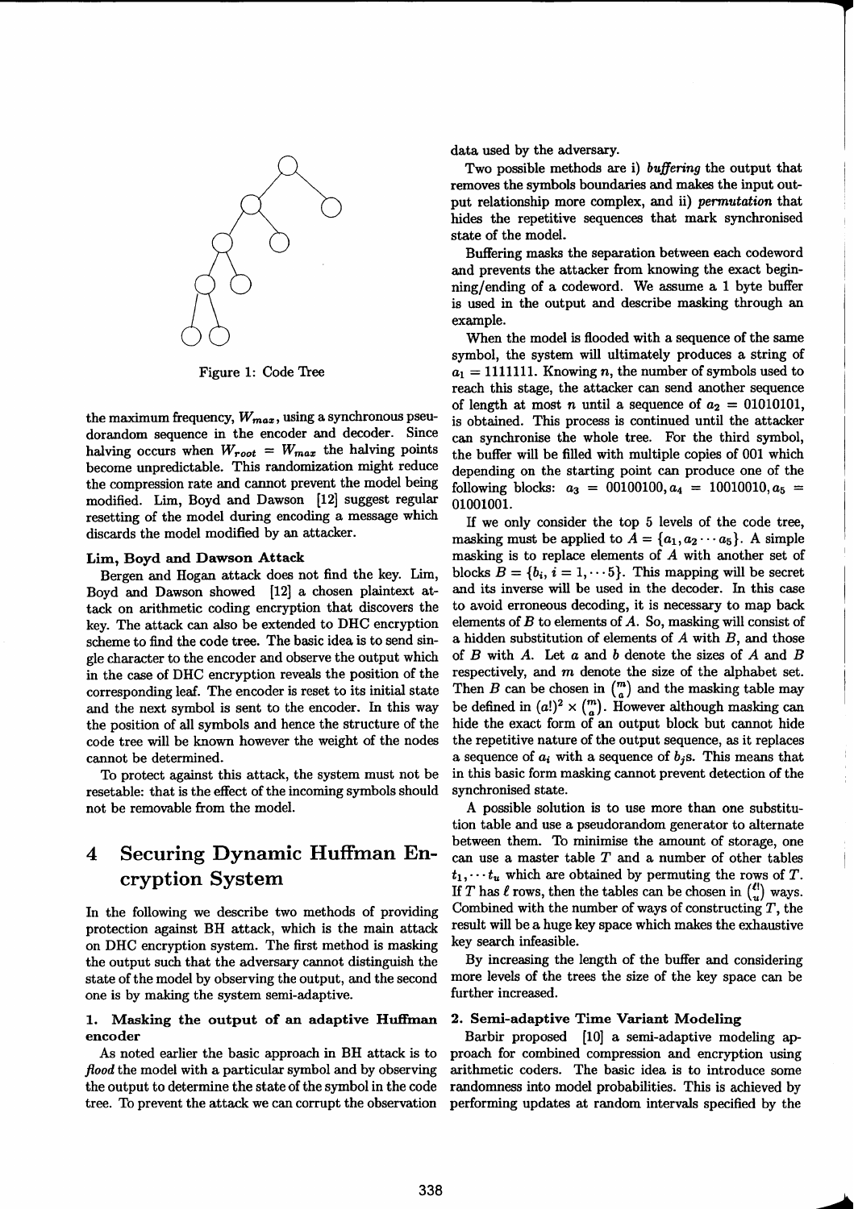Figure 1: Code Tree

the maximum frequency, $W_{max}$, using a synchronous pseudorandom sequence in the encoder and decoder. Since halving occurs when $W_{root} = W_{max}$ the halving points become unpredictable. This randomization might reduce the compression rate and cannot prevent the model being modified. Lim, Boyd and Dawson [12] suggest regular resetting of the model during encoding a message which discards the model modified by an attacker.

**Lim, Boyd and Dawson Attack**

Bergen and Hogan attack does not find the key. Lim, Boyd and Dawson showed [12] a chosen plaintext attack on arithmetic coding encryption that discovers the key. The attack can also be extended to DHC encryption scheme to find the code tree. The basic idea is to send single character to the encoder and observe the output which in the case of DHC encryption reveals the position of the corresponding leaf. The encoder is reset to its initial state and the next symbol is sent to the encoder. In this way the position of all symbols and hence the structure of the code tree will be known however the weight of the nodes cannot be determined.

To protect against this attack, the system must not be resetable: that is the effect of the incoming symbols should not be removable from the model.

# 4 Securing Dynamic Huffman Encryption System

In the following we describe two methods of providing protection against BH attack, which is the main attack on DHC encryption system. The first method is masking the output such that the adversary cannot distinguish the state of the model by observing the output, and the second one is by making the system semi-adaptive.

**1. Masking the output of an adaptive Huffman encoder**

As noted earlier the basic approach in BH attack is to *flood* the model with a particular symbol and by observing the output to determine the state of the symbol in the code tree. To prevent the attack we can corrupt the observation data used by the adversary.

Two possible methods are i) *buffering* the output that removes the symbols boundaries and makes the input output relationship more complex, and ii) *permutation* that hides the repetitive sequences that mark synchronised state of the model.

Buffering masks the separation between each codeword and prevents the attacker from knowing the exact beginning/ending of a codeword. We assume a 1 byte buffer is used in the output and describe masking through an example.

When the model is flooded with a sequence of the same symbol, the system will ultimately produces a string of $a_1 = 1111111$. Knowing $n$, the number of symbols used to reach this stage, the attacker can send another sequence of length at most $n$ until a sequence of $a_2 = 01010101$, is obtained. This process is continued until the attacker can synchronise the whole tree. For the third symbol, the buffer will be filled with multiple copies of 001 which depending on the starting point can produce one of the following blocks: $a_3 = 00100100, a_4 = 10010010, a_5 = 01001001$.

If we only consider the top 5 levels of the code tree, masking must be applied to $A = \{a_1, a_2 \cdots a_5\}$. A simple masking is to replace elements of $A$ with another set of blocks $B = \{b_i, i = 1, \cdots 5\}$. This mapping will be secret and its inverse will be used in the decoder. In this case to avoid erroneous decoding, it is necessary to map back elements of $B$ to elements of $A$. So, masking will consist of a hidden substitution of elements of $A$ with $B$, and those of $B$ with $A$. Let $a$ and $b$ denote the sizes of $A$ and $B$ respectively, and $m$ denote the size of the alphabet set. Then $B$ can be chosen in $\binom{m}{a}$ and the masking table may be defined in $(a!)^2 \times \binom{m}{a}$. However although masking can hide the exact form of an output block but cannot hide the repetitive nature of the output sequence, as it replaces a sequence of $a_i$ with a sequence of $b_j$s. This means that in this basic form masking cannot prevent detection of the synchronised state.

A possible solution is to use more than one substitution table and use a pseudorandom generator to alternate between them. To minimise the amount of storage, one can use a master table $T$ and a number of other tables $t_1, \cdots t_u$ which are obtained by permuting the rows of $T$. If $T$ has $\ell$ rows, then the tables can be chosen in $\binom{\ell!}{u}$ ways. Combined with the number of ways of constructing $T$, the result will be a huge key space which makes the exhaustive key search infeasible.

By increasing the length of the buffer and considering more levels of the trees the size of the key space can be further increased.

**2. Semi-adaptive Time Variant Modeling**

Barbir proposed [10] a semi-adaptive modeling approach for combined compression and encryption using arithmetic coders. The basic idea is to introduce some randomness into model probabilities. This is achieved by performing updates at random intervals specified by the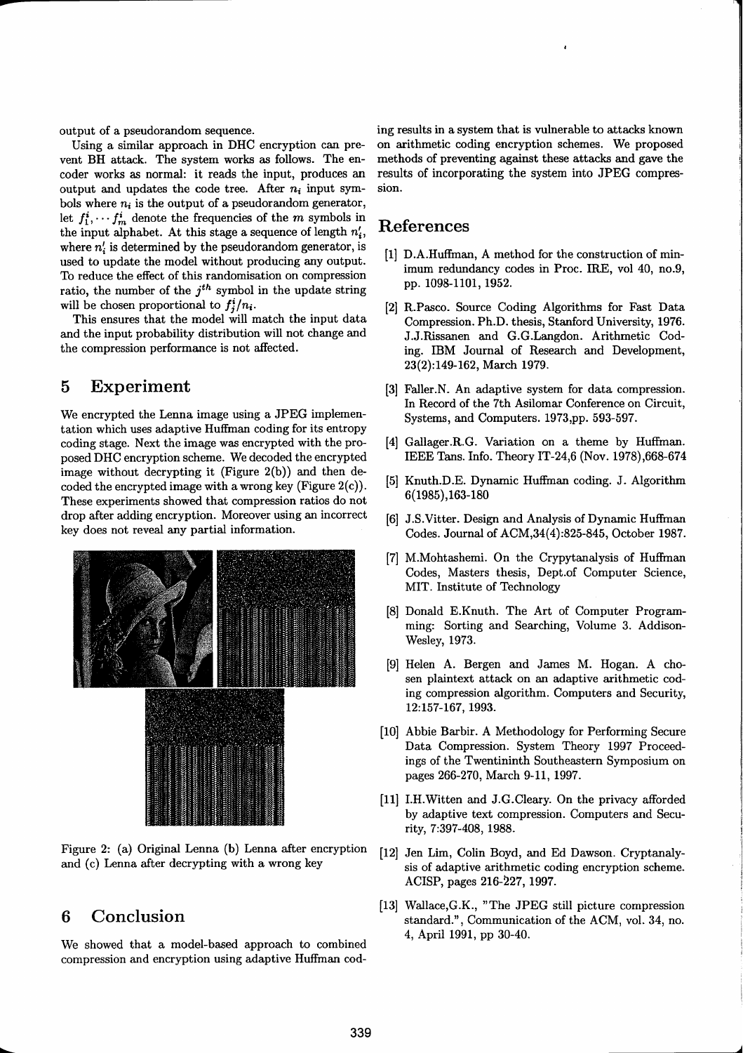output of a pseudorandom sequence.

Using a similar approach in DHC encryption can prevent BH attack. The system works as follows. The encoder works as normal: it reads the input, produces an output and updates the code tree. After $n_i$ input symbols where $n_i$ is the output of a pseudorandom generator, let $f_1^i, \cdots f_m^i$ denote the frequencies of the $m$ symbols in the input alphabet. At this stage a sequence of length $n_i'$, where $n_i'$ is determined by the pseudorandom generator, is used to update the model without producing any output. To reduce the effect of this randomisation on compression ratio, the number of the $j^{th}$ symbol in the update string will be chosen proportional to $f_j^i/n_i$.

This ensures that the model will match the input data and the input probability distribution will not change and the compression performance is not affected.

## 5 Experiment

We encrypted the Lenna image using a JPEG implementation which uses adaptive Huffman coding for its entropy coding stage. Next the image was encrypted with the proposed DHC encryption scheme. We decoded the encrypted image without decrypting it (Figure 2(b)) and then decoded the encrypted image with a wrong key (Figure 2(c)). These experiments showed that compression ratios do not drop after adding encryption. Moreover using an incorrect key does not reveal any partial information.

Figure 2: (a) Original Lenna (b) Lenna after encryption and (c) Lenna after decrypting with a wrong key

## 6 Conclusion

We showed that a model-based approach to combined compression and encryption using adaptive Huffman coding results in a system that is vulnerable to attacks known on arithmetic coding encryption schemes. We proposed methods of preventing against these attacks and gave the results of incorporating the system into JPEG compression.

## References

[1] D.A.Huffman, A method for the construction of minimum redundancy codes in Proc. IRE, vol 40, no.9, pp. 1098-1101, 1952.

[2] R.Pasco. Source Coding Algorithms for Fast Data Compression. Ph.D. thesis, Stanford University, 1976. J.J.Rissanen and G.G.Langdon. Arithmetic Coding. IBM Journal of Research and Development, 23(2):149-162, March 1979.

[3] Faller.N. An adaptive system for data compression. In Record of the 7th Asilomar Conference on Circuit, Systems, and Computers. 1973,pp. 593-597.

[4] Gallager.R.G. Variation on a theme by Huffman. IEEE Tans. Info. Theory IT-24,6 (Nov. 1978),668-674

[5] Knuth.D.E. Dynamic Huffman coding. J. Algorithm 6(1985),163-180

[6] J.S.Vitter. Design and Analysis of Dynamic Huffman Codes. Journal of ACM,34(4):825-845, October 1987.

[7] M.Mohtashemi. On the Crypytanalysis of Huffman Codes, Masters thesis, Dept.of Computer Science, MIT. Institute of Technology

[8] Donald E.Knuth. The Art of Computer Programming: Sorting and Searching, Volume 3. Addison-Wesley, 1973.

[9] Helen A. Bergen and James M. Hogan. A chosen plaintext attack on an adaptive arithmetic coding compression algorithm. Computers and Security, 12:157-167, 1993.

[10] Abbie Barbir. A Methodology for Performing Secure Data Compression. System Theory 1997 Proceedings of the Twentininth Southeastern Symposium on pages 266-270, March 9-11, 1997.

[11] I.H.Witten and J.G.Cleary. On the privacy afforded by adaptive text compression. Computers and Security, 7:397-408, 1988.

[12] Jen Lim, Colin Boyd, and Ed Dawson. Cryptanalysis of adaptive arithmetic coding encryption scheme. ACISP, pages 216-227, 1997.

[13] Wallace,G.K., "The JPEG still picture compression standard.", Communication of the ACM, vol. 34, no. 4, April 1991, pp 30-40.